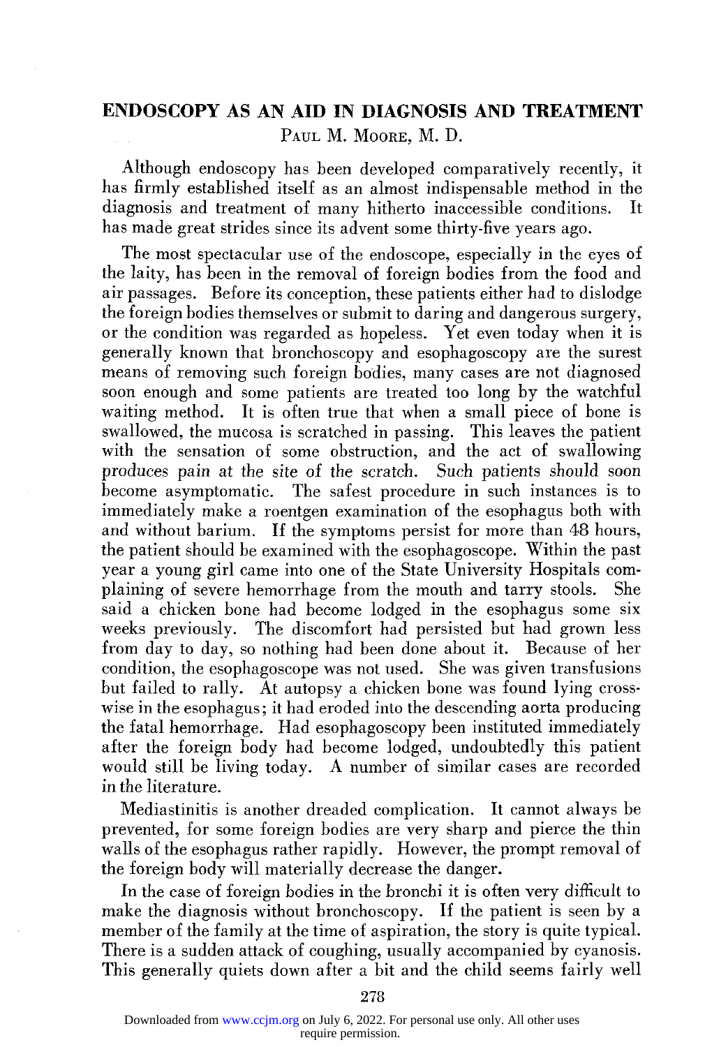# ENDOSCOPY AS AN AID IN DIAGNOSIS AND TREATMENT

PAUL M. MOORE, M. D.

Although endoscopy has been developed comparatively recently, it has firmly established itself as an almost indispensable method in the diagnosis and treatment of many hitherto inaccessible conditions. It has made great strides since its advent some thirty-five years ago.

The most spectacular use of the endoscope, especially in the eyes of the laity, has been in the removal of foreign bodies from the food and air passages. Before its conception, these patients either had to dislodge the foreign bodies themselves or submit to daring and dangerous surgery, or the condition was regarded as hopeless. Yet even today when it is generally known that bronchoscopy and esophagoscopy are the surest means of removing such foreign bodies, many cases are not diagnosed soon enough and some patients are treated too long by the watchful waiting method. It is often true that when a small piece of bone is swallowed, the mucosa is scratched in passing. This leaves the patient with the sensation of some obstruction, and the act of swallowing produces pain at the site of the scratch. Such patients should soon become asymptomatic. The safest procedure in such instances is to immediately make a roentgen examination of the esophagus both with and without barium. If the symptoms persist for more than 48 hours, the patient should be examined with the esophagoscope. Within the past year a young girl came into one of the State University Hospitals complaining of severe hemorrhage from the mouth and tarry stools. She said a chicken bone had become lodged in the esophagus some six weeks previously. The discomfort had persisted but had grown less from day to day, so nothing had been done about it. Because of her condition, the esophagoscope was not used. She was given transfusions but failed to rally. At autopsy a chicken bone was found lying crosswise in the esophagus; it had eroded into the descending aorta producing the fatal hemorrhage. Had esophagoscopy been instituted immediately after the foreign body had become lodged, undoubtedly this patient would still be living today. A number of similar cases are recorded in the literature.

Mediastinitis is another dreaded complication. It cannot always be prevented, for some foreign bodies are very sharp and pierce the thin walls of the esophagus rather rapidly. However, the prompt removal of the foreign body will materially decrease the danger.

In the case of foreign bodies in the bronchi it is often very difficult to make the diagnosis without bronchoscopy. If the patient is seen by a member of the family at the time of aspiration, the story is quite typical. There is a sudden attack of coughing, usually accompanied by cyanosis. This generally quiets down after a bit and the child seems fairly well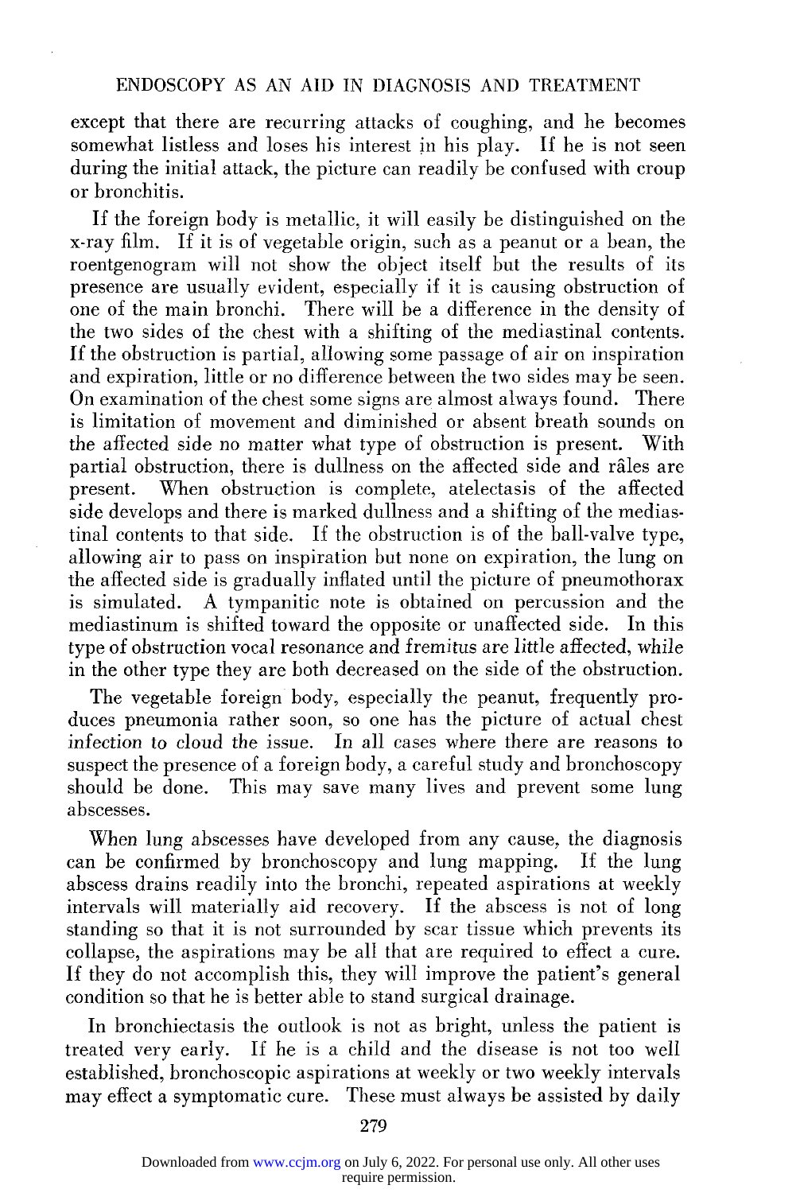except that there are recurring attacks of coughing, and he becomes somewhat listless and loses his interest in his play. If he is not seen during the initial attack, the picture can readily be confused with croup or bronchitis.

If the foreign body is metallic, it will easily be distinguished on the x-ray film. If it is of vegetable origin, such as a peanut or a bean, the roentgenogram will not show the object itself but the results of its presence are usually evident, especially if it is causing obstruction of one of the main bronchi. There will be a difference in the density of the two sides of the chest with a shifting of the mediastinal contents. If the obstruction is partial, allowing some passage of air on inspiration and expiration, little or no difference between the two sides may be seen. On examination of the chest some signs are almost always found. There is limitation of movement and diminished or absent breath sounds on the affected side no matter what type of obstruction is present. With partial obstruction, there is dullness on the affected side and râles are present. When obstruction is complete, atelectasis of the affected side develops and there is marked dullness and a shifting of the mediastinal contents to that side. If the obstruction is of the ball-valve type, allowing air to pass on inspiration but none on expiration, the lung on the affected side is gradually inflated until the picture of pneumothorax is simulated. A tympanitic note is obtained on percussion and the mediastinum is shifted toward the opposite or unaffected side. In this type of obstruction vocal resonance and fremitus are little affected, while in the other type they are both decreased on the side of the obstruction.

The vegetable foreign body, especially the peanut, frequently produces pneumonia rather soon, so one has the picture of actual chest infection to cloud the issue. In all cases where there are reasons to suspect the presence of a foreign body, a careful study and bronchoscopy should be done. This may save many lives and prevent some lung abscesses.

When lung abscesses have developed from any cause, the diagnosis can be confirmed by bronchoscopy and lung mapping. If the lung abscess drains readily into the bronchi, repeated aspirations at weekly intervals will materially aid recovery. If the abscess is not of long standing so that it is not surrounded by scar tissue which prevents its collapse, the aspirations may be all that are required to effect a cure. If they do not accomplish this, they will improve the patient's general condition so that he is better able to stand surgical drainage.

In bronchiectasis the outlook is not as bright, unless the patient is treated very early. If he is a child and the disease is not too well established, bronchoscopic aspirations at weekly or two weekly intervals may effect a symptomatic cure. These must always be assisted by daily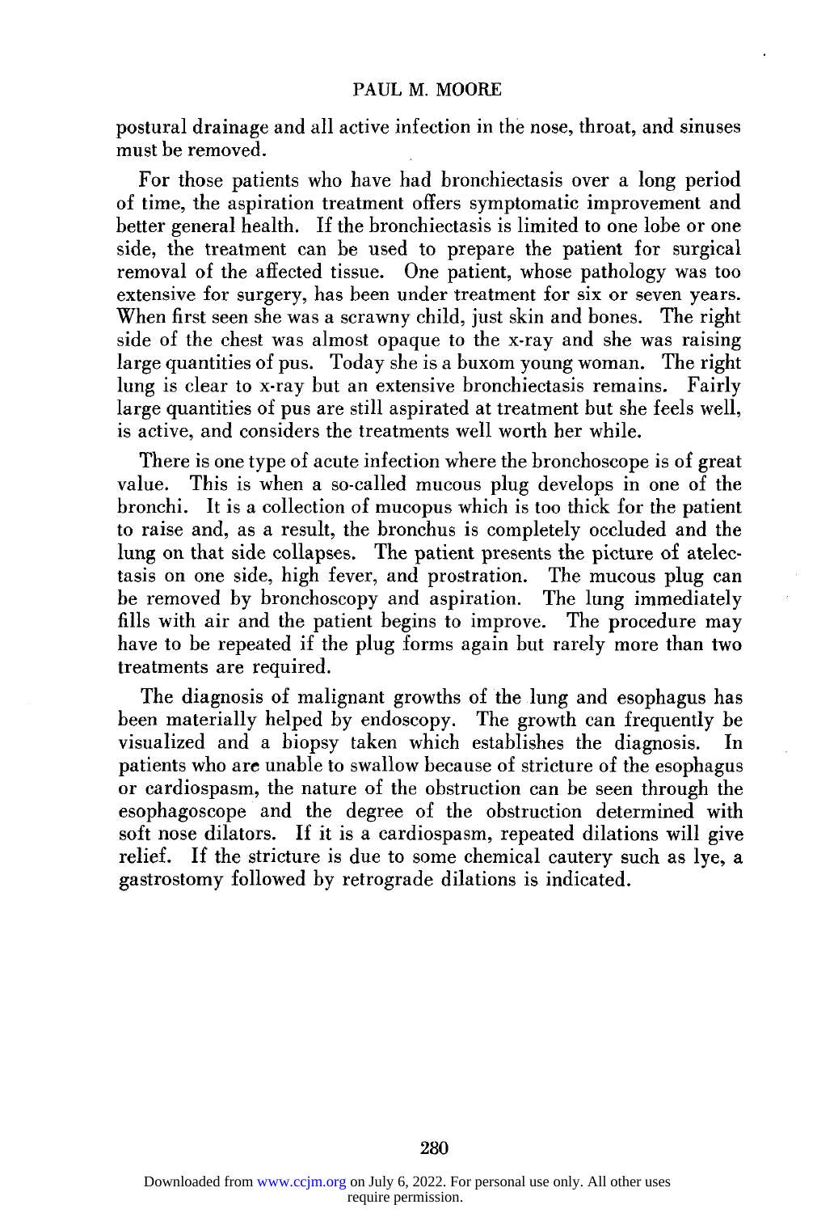postural drainage and all active infection in the nose, throat, and sinuses must be removed.

For those patients who have had bronchiectasis over a long period of time, the aspiration treatment offers symptomatic improvement and better general health. If the bronchiectasis is limited to one lobe or one side, the treatment can be used to prepare the patient for surgical removal of the affected tissue. One patient, whose pathology was too extensive for surgery, has been under treatment for six or seven years. When first seen she was a scrawny child, just skin and bones. The right side of the chest was almost opaque to the x-ray and she was raising large quantities of pus. Today she is a buxom young woman. The right lung is clear to x-ray but an extensive bronchiectasis remains. Fairly large quantities of pus are still aspirated at treatment but she feels well, is active, and considers the treatments well worth her while.

There is one type of acute infection where the bronchoscope is of great value. This is when a so-called mucous plug develops in one of the bronchi. It is a collection of mucopus which is too thick for the patient to raise and, as a result, the bronchus is completely occluded and the lung on that side collapses. The patient presents the picture of atelectasis on one side, high fever, and prostration. The mucous plug can be removed by bronchoscopy and aspiration. The lung immediately fills with air and the patient begins to improve. The procedure may have to be repeated if the plug forms again but rarely more than two treatments are required.

The diagnosis of malignant growths of the lung and esophagus has been materially helped by endoscopy. The growth can frequently be visualized and a biopsy taken which establishes the diagnosis. In patients who are unable to swallow because of stricture of the esophagus or cardiospasm, the nature of the obstruction can be seen through the esophagoscope and the degree of the obstruction determined with soft nose dilators. If it is a cardiospasm, repeated dilations will give relief. If the stricture is due to some chemical cautery such as lye, a gastrostomy followed by retrograde dilations is indicated.